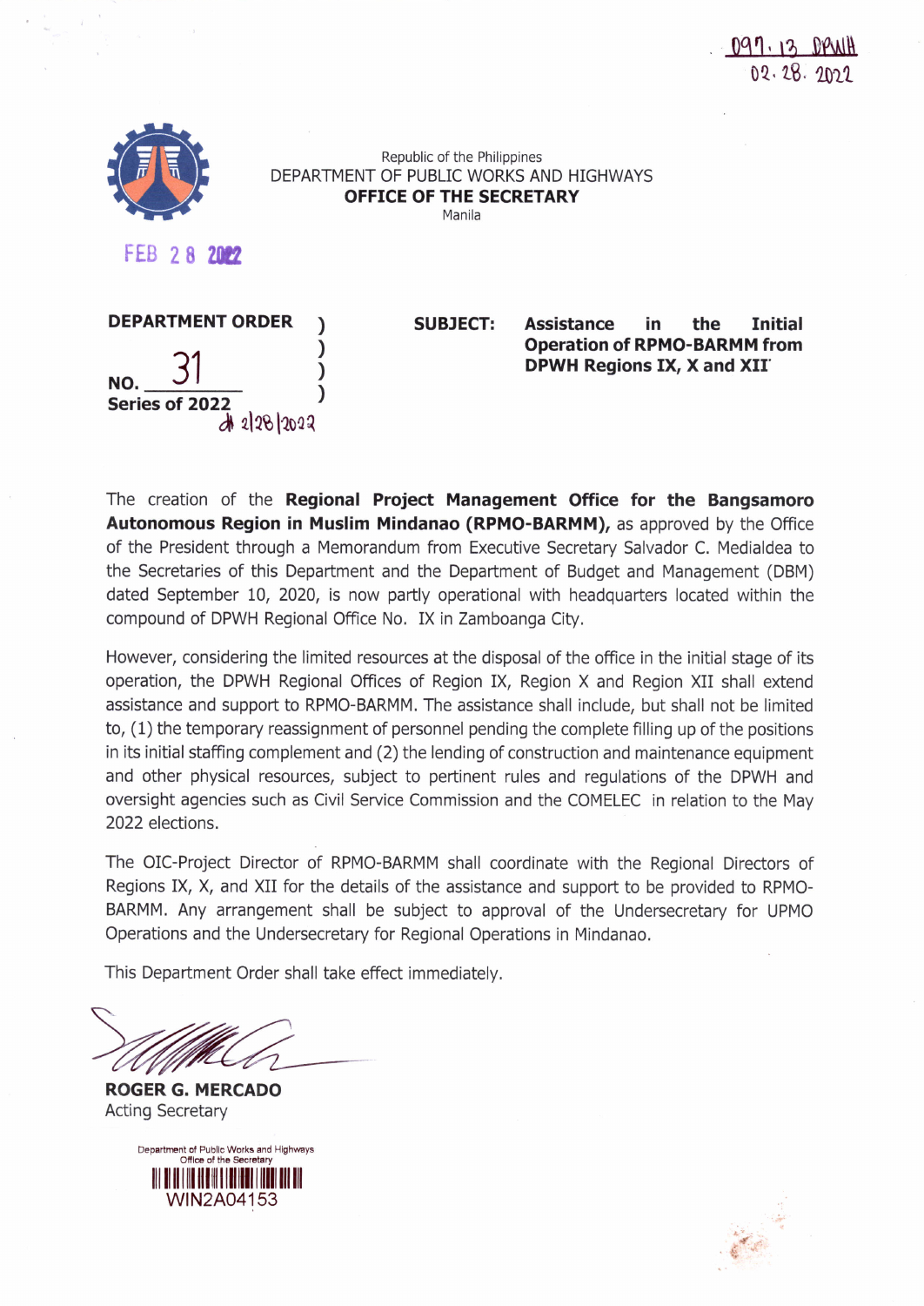097.13 DPWH
02.28.2022

Republic of the Philippines
DEPARTMENT OF PUBLIC WORKS AND HIGHWAYS
**OFFICE OF THE SECRETARY**
Manila

FEB 28 2022

**DEPARTMENT ORDER**

**NO.** 31

**Series of 2022**

2/28/2022

**SUBJECT: Assistance in the Initial Operation of RPMO-BARMM from DPWH Regions IX, X and XII**

The creation of the **Regional Project Management Office for the Bangsamoro Autonomous Region in Muslim Mindanao (RPMO-BARMM),** as approved by the Office of the President through a Memorandum from Executive Secretary Salvador C. Medialdea to the Secretaries of this Department and the Department of Budget and Management (DBM) dated September 10, 2020, is now partly operational with headquarters located within the compound of DPWH Regional Office No. IX in Zamboanga City.

However, considering the limited resources at the disposal of the office in the initial stage of its operation, the DPWH Regional Offices of Region IX, Region X and Region XII shall extend assistance and support to RPMO-BARMM. The assistance shall include, but shall not be limited to, (1) the temporary reassignment of personnel pending the complete filling up of the positions in its initial staffing complement and (2) the lending of construction and maintenance equipment and other physical resources, subject to pertinent rules and regulations of the DPWH and oversight agencies such as Civil Service Commission and the COMELEC in relation to the May 2022 elections.

The OIC-Project Director of RPMO-BARMM shall coordinate with the Regional Directors of Regions IX, X, and XII for the details of the assistance and support to be provided to RPMO-BARMM. Any arrangement shall be subject to approval of the Undersecretary for UPMO Operations and the Undersecretary for Regional Operations in Mindanao.

This Department Order shall take effect immediately.

**ROGER G. MERCADO**
Acting Secretary

Department of Public Works and Highways
Office of the Secretary
WIN2A04153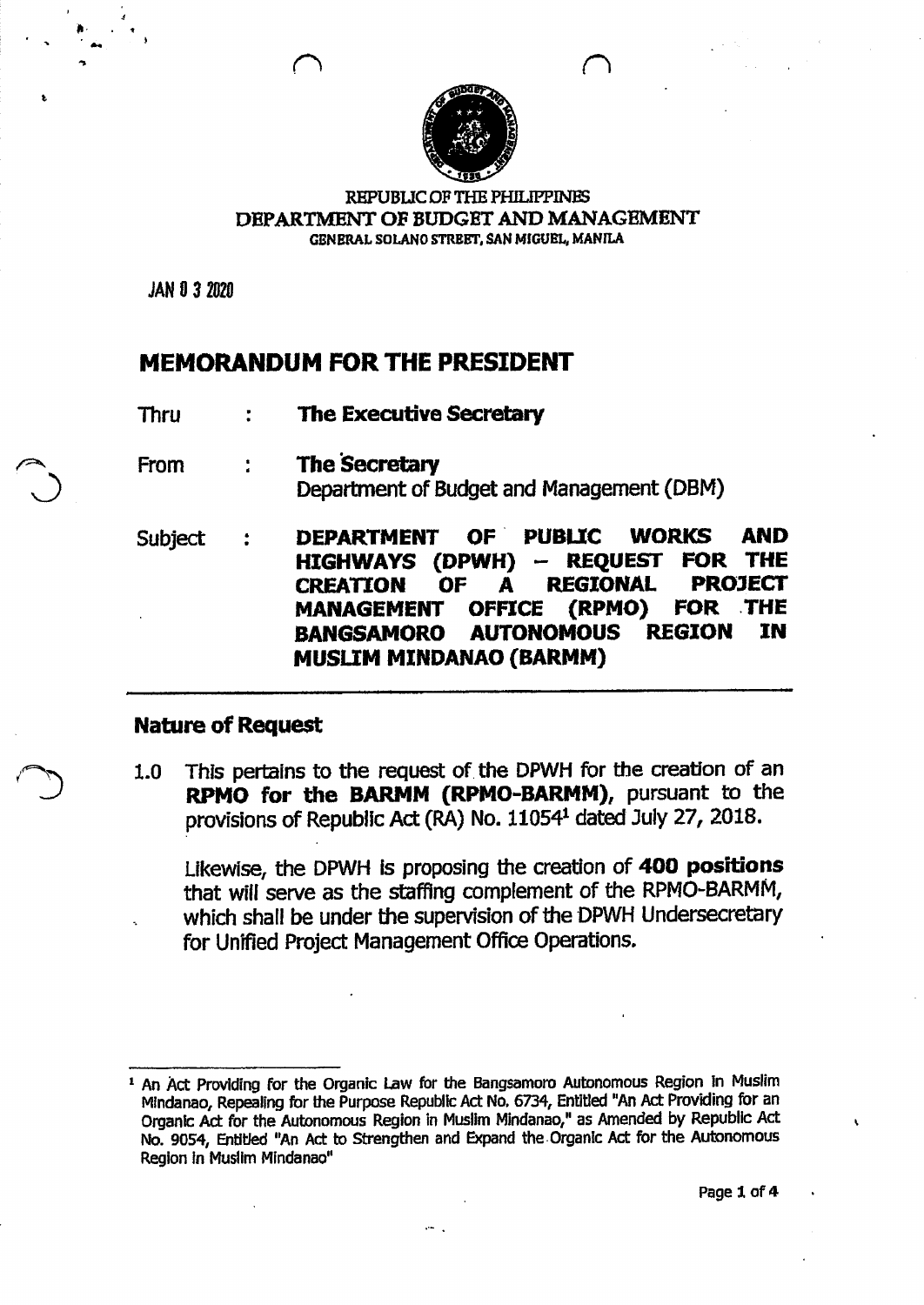REPUBLIC OF THE PHILIPPINES
DEPARTMENT OF BUDGET AND MANAGEMENT
GENERAL SOLANO STREET, SAN MIGUEL, MANILA

JAN 0 3 2020

# MEMORANDUM FOR THE PRESIDENT

| | | |
|---|---|---|
| Thru | : | **The Executive Secretary** |
| From | : | **The Secretary**<br>Department of Budget and Management (DBM) |
| Subject | : | **DEPARTMENT OF PUBLIC WORKS AND HIGHWAYS (DPWH) – REQUEST FOR THE CREATION OF A REGIONAL PROJECT MANAGEMENT OFFICE (RPMO) FOR THE BANGSAMORO AUTONOMOUS REGION IN MUSLIM MINDANAO (BARMM)** |

## Nature of Request

1.0 This pertains to the request of the DPWH for the creation of an **RPMO for the BARMM (RPMO-BARMM)**, pursuant to the provisions of Republic Act (RA) No. 11054[1] dated July 27, 2018.

Likewise, the DPWH is proposing the creation of **400 positions** that will serve as the staffing complement of the RPMO-BARMM, which shall be under the supervision of the DPWH Undersecretary for Unified Project Management Office Operations.

---

[1] An Act Providing for the Organic Law for the Bangsamoro Autonomous Region in Muslim Mindanao, Repealing for the Purpose Republic Act No. 6734, Entitled "An Act Providing for an Organic Act for the Autonomous Region in Muslim Mindanao," as Amended by Republic Act No. 9054, Entitled "An Act to Strengthen and Expand the Organic Act for the Autonomous Region in Muslim Mindanao"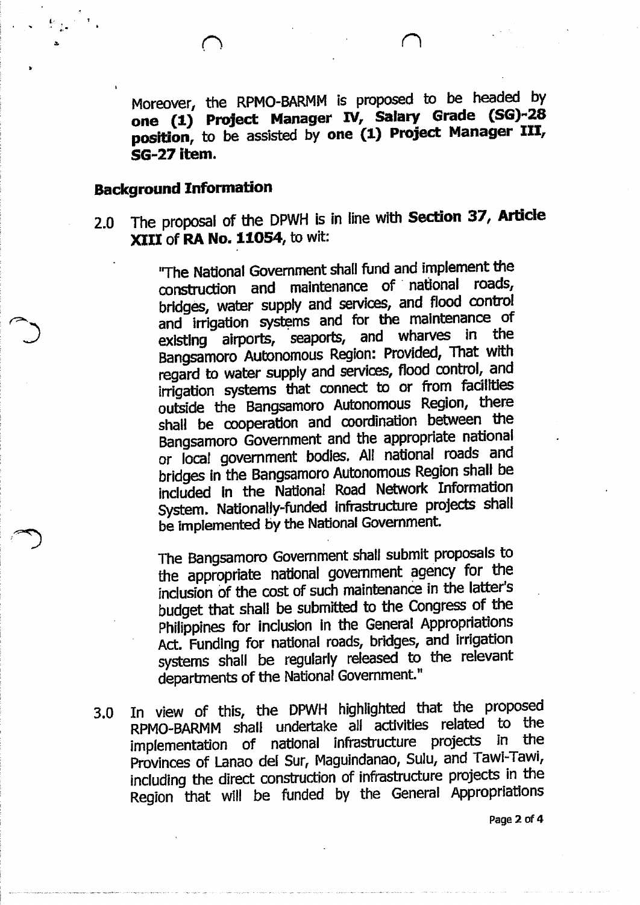Moreover, the RPMO-BARMM is proposed to be headed by **one (1) Project Manager IV, Salary Grade (SG)-28 position**, to be assisted by **one (1) Project Manager III, SG-27 item.**

## Background Information

2.0 The proposal of the DPWH is in line with **Section 37, Article XIII** of **RA No. 11054**, to wit:

> "The National Government shall fund and implement the construction and maintenance of national roads, bridges, water supply and services, and flood control and irrigation systems and for the maintenance of existing airports, seaports, and wharves in the Bangsamoro Autonomous Region: Provided, That with regard to water supply and services, flood control, and irrigation systems that connect to or from facilities outside the Bangsamoro Autonomous Region, there shall be cooperation and coordination between the Bangsamoro Government and the appropriate national or local government bodies. All national roads and bridges in the Bangsamoro Autonomous Region shall be included in the National Road Network Information System. Nationally-funded infrastructure projects shall be implemented by the National Government.
>
> The Bangsamoro Government shall submit proposals to the appropriate national government agency for the inclusion of the cost of such maintenance in the latter's budget that shall be submitted to the Congress of the Philippines for inclusion in the General Appropriations Act. Funding for national roads, bridges, and irrigation systems shall be regularly released to the relevant departments of the National Government."

3.0 In view of this, the DPWH highlighted that the proposed RPMO-BARMM shall undertake all activities related to the implementation of national infrastructure projects in the Provinces of Lanao del Sur, Maguindanao, Sulu, and Tawi-Tawi, including the direct construction of infrastructure projects in the Region that will be funded by the General Appropriations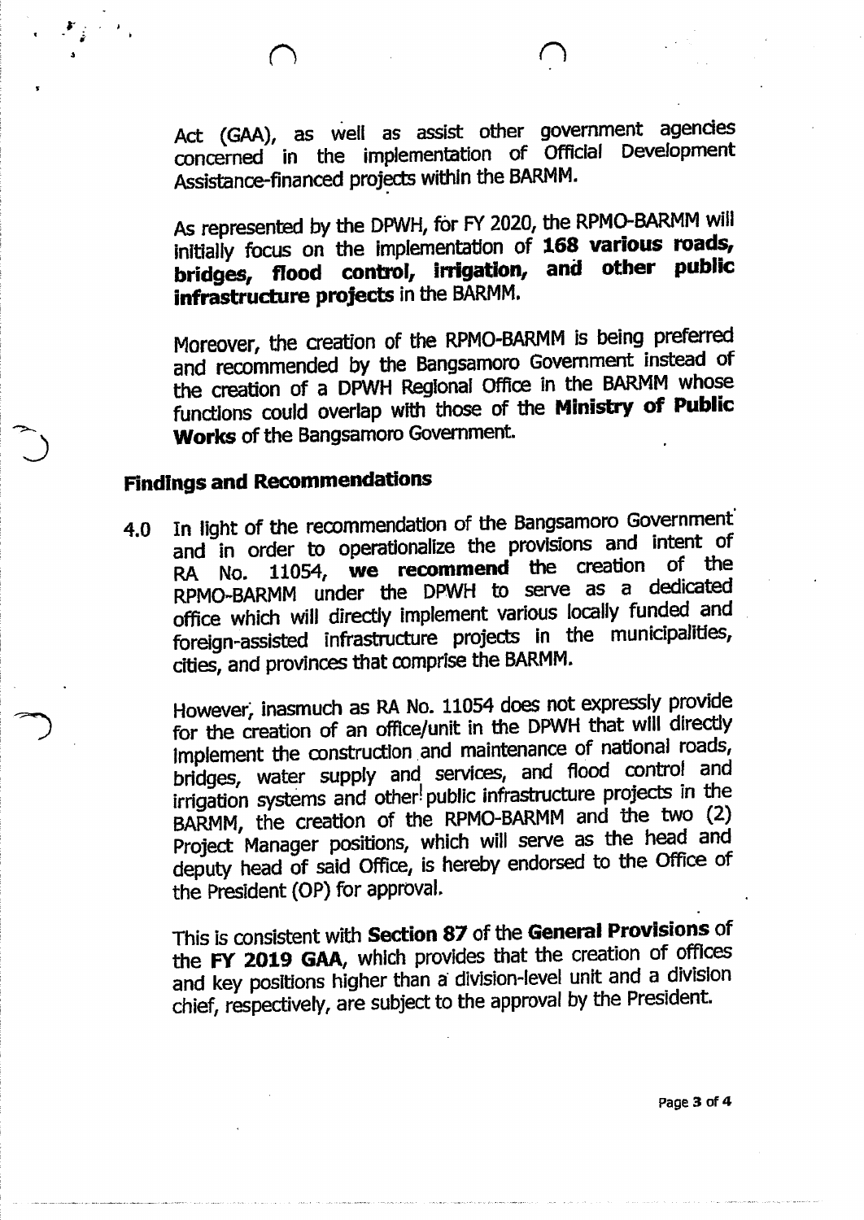Act (GAA), as well as assist other government agencies concerned in the implementation of Official Development Assistance-financed projects within the BARMM.

As represented by the DPWH, for FY 2020, the RPMO-BARMM will initially focus on the implementation of **168 various roads, bridges, flood control, irrigation, and other public infrastructure projects** in the BARMM.

Moreover, the creation of the RPMO-BARMM is being preferred and recommended by the Bangsamoro Government instead of the creation of a DPWH Regional Office in the BARMM whose functions could overlap with those of the **Ministry of Public Works** of the Bangsamoro Government.

## Findings and Recommendations

4.0 In light of the recommendation of the Bangsamoro Government and in order to operationalize the provisions and intent of RA No. 11054, **we recommend** the creation of the RPMO-BARMM under the DPWH to serve as a dedicated office which will directly implement various locally funded and foreign-assisted infrastructure projects in the municipalities, cities, and provinces that comprise the BARMM.

However, inasmuch as RA No. 11054 does not expressly provide for the creation of an office/unit in the DPWH that will directly implement the construction and maintenance of national roads, bridges, water supply and services, and flood control and irrigation systems and other public infrastructure projects in the BARMM, the creation of the RPMO-BARMM and the two (2) Project Manager positions, which will serve as the head and deputy head of said Office, is hereby endorsed to the Office of the President (OP) for approval.

This is consistent with **Section 87** of the **General Provisions** of the **FY 2019 GAA**, which provides that the creation of offices and key positions higher than a division-level unit and a division chief, respectively, are subject to the approval by the President.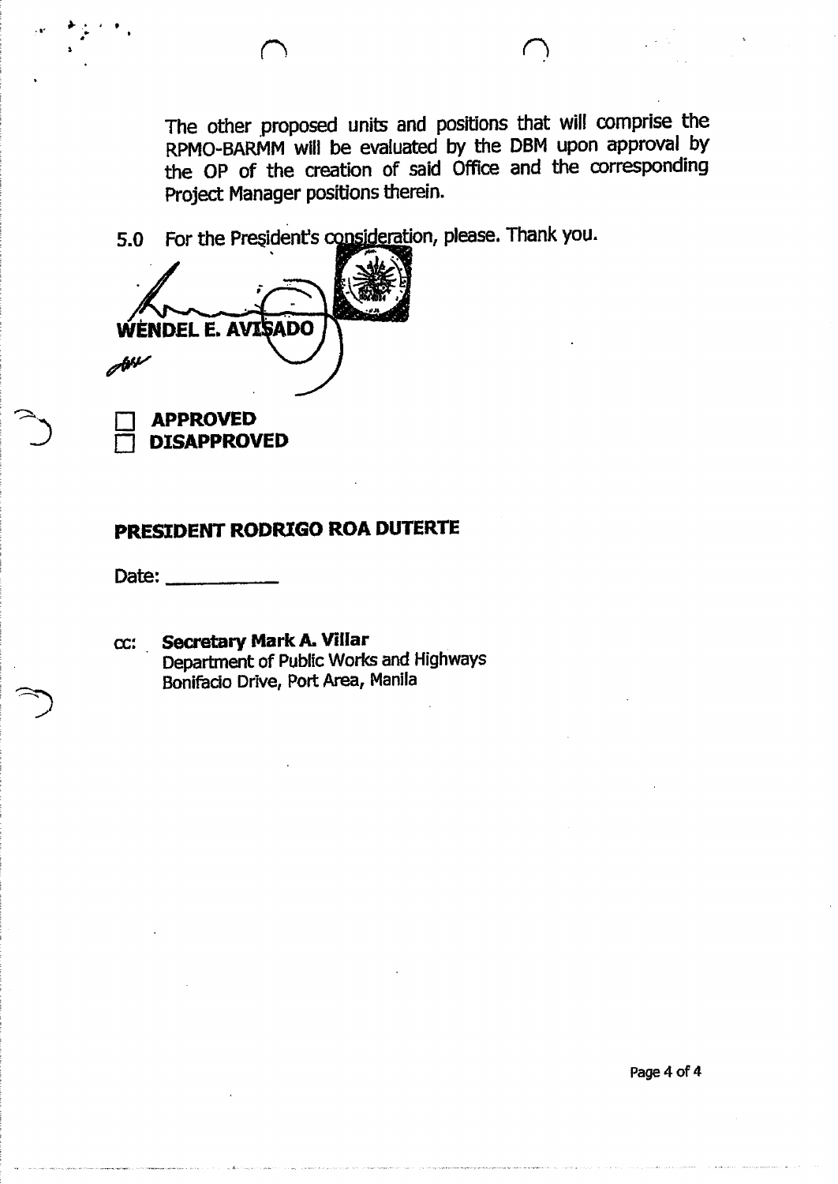The other proposed units and positions that will comprise the RPMO-BARMM will be evaluated by the DBM upon approval by the OP of the creation of said Office and the corresponding Project Manager positions therein.

5.0 For the President's consideration, please. Thank you.

**WENDEL E. AVISADO**

☐ **APPROVED**
☐ **DISAPPROVED**

**PRESIDENT RODRIGO ROA DUTERTE**

Date: ___________

cc: **Secretary Mark A. Villar**
Department of Public Works and Highways
Bonifacio Drive, Port Area, Manila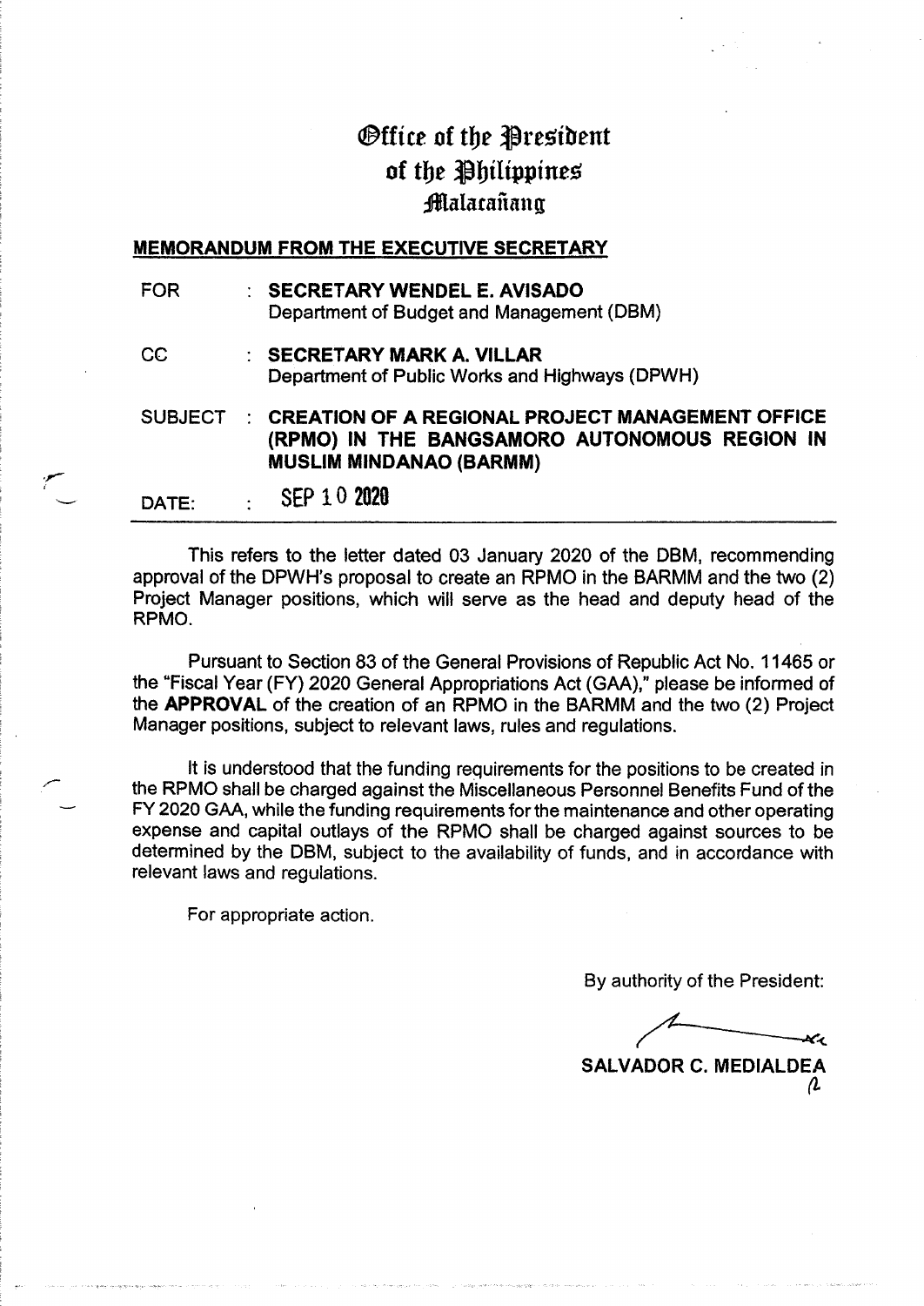# Office of the President of the Philippines
## Malacañang

**MEMORANDUM FROM THE EXECUTIVE SECRETARY**

| | | |
|---|---|---|
| FOR | : | **SECRETARY WENDEL E. AVISADO**<br>Department of Budget and Management (DBM) |
| CC | : | **SECRETARY MARK A. VILLAR**<br>Department of Public Works and Highways (DPWH) |
| SUBJECT | : | **CREATION OF A REGIONAL PROJECT MANAGEMENT OFFICE (RPMO) IN THE BANGSAMORO AUTONOMOUS REGION IN MUSLIM MINDANAO (BARMM)** |
| DATE: | : | SEP 10 2020 |

This refers to the letter dated 03 January 2020 of the DBM, recommending approval of the DPWH's proposal to create an RPMO in the BARMM and the two (2) Project Manager positions, which will serve as the head and deputy head of the RPMO.

Pursuant to Section 83 of the General Provisions of Republic Act No. 11465 or the "Fiscal Year (FY) 2020 General Appropriations Act (GAA)," please be informed of the **APPROVAL** of the creation of an RPMO in the BARMM and the two (2) Project Manager positions, subject to relevant laws, rules and regulations.

It is understood that the funding requirements for the positions to be created in the RPMO shall be charged against the Miscellaneous Personnel Benefits Fund of the FY 2020 GAA, while the funding requirements for the maintenance and other operating expense and capital outlays of the RPMO shall be charged against sources to be determined by the DBM, subject to the availability of funds, and in accordance with relevant laws and regulations.

For appropriate action.

By authority of the President:

**SALVADOR C. MEDIALDEA**